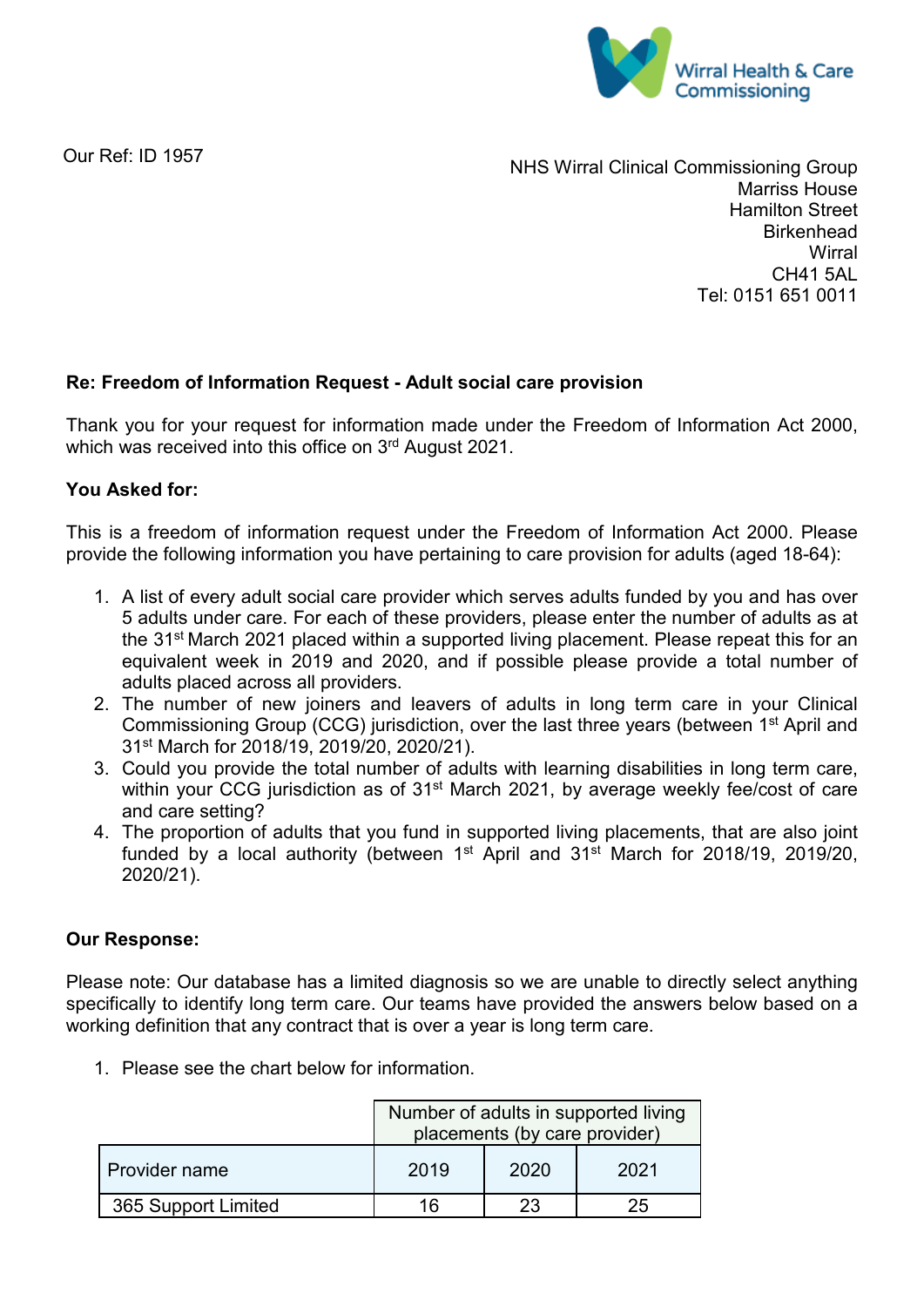Wirral Health & Care Commissioning

Our Ref: ID 1957

NHS Wirral Clinical Commissioning Group
Marriss House
Hamilton Street
Birkenhead
Wirral
CH41 5AL
Tel: 0151 651 0011

**Re: Freedom of Information Request - Adult social care provision**

Thank you for your request for information made under the Freedom of Information Act 2000, which was received into this office on 3rd August 2021.

**You Asked for:**

This is a freedom of information request under the Freedom of Information Act 2000. Please provide the following information you have pertaining to care provision for adults (aged 18-64):

1. A list of every adult social care provider which serves adults funded by you and has over 5 adults under care. For each of these providers, please enter the number of adults as at the 31st March 2021 placed within a supported living placement. Please repeat this for an equivalent week in 2019 and 2020, and if possible please provide a total number of adults placed across all providers.
2. The number of new joiners and leavers of adults in long term care in your Clinical Commissioning Group (CCG) jurisdiction, over the last three years (between 1st April and 31st March for 2018/19, 2019/20, 2020/21).
3. Could you provide the total number of adults with learning disabilities in long term care, within your CCG jurisdiction as of 31st March 2021, by average weekly fee/cost of care and care setting?
4. The proportion of adults that you fund in supported living placements, that are also joint funded by a local authority (between 1st April and 31st March for 2018/19, 2019/20, 2020/21).

**Our Response:**

Please note: Our database has a limited diagnosis so we are unable to directly select anything specifically to identify long term care. Our teams have provided the answers below based on a working definition that any contract that is over a year is long term care.

1. Please see the chart below for information.

| | Number of adults in supported living placements (by care provider) | | |
|---|---|---|---|
| Provider name | 2019 | 2020 | 2021 |
| 365 Support Limited | 16 | 23 | 25 |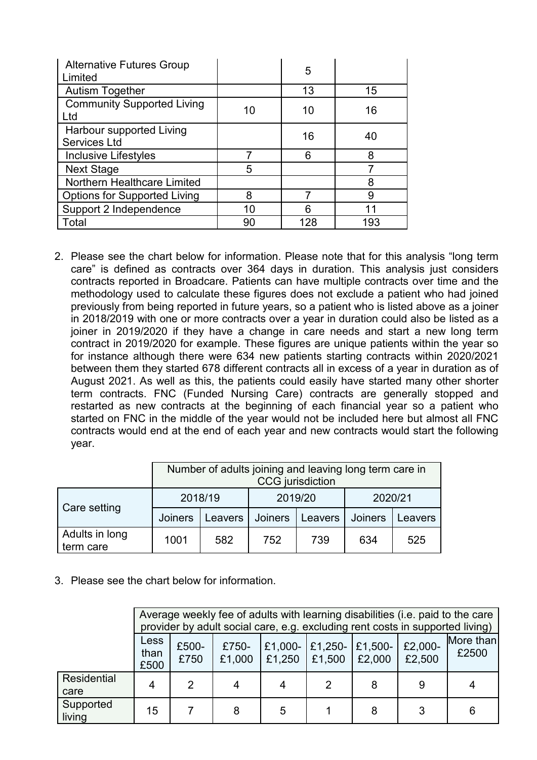| | | | |
|---|---|---|---|
| Alternative Futures Group Limited | | 5 | |
| Autism Together | | 13 | 15 |
| Community Supported Living Ltd | 10 | 10 | 16 |
| Harbour supported Living Services Ltd | | 16 | 40 |
| Inclusive Lifestyles | 7 | 6 | 8 |
| Next Stage | 5 | | 7 |
| Northern Healthcare Limited | | | 8 |
| Options for Supported Living | 8 | 7 | 9 |
| Support 2 Independence | 10 | 6 | 11 |
| Total | 90 | 128 | 193 |

2. Please see the chart below for information. Please note that for this analysis "long term care" is defined as contracts over 364 days in duration. This analysis just considers contracts reported in Broadcare. Patients can have multiple contracts over time and the methodology used to calculate these figures does not exclude a patient who had joined previously from being reported in future years, so a patient who is listed above as a joiner in 2018/2019 with one or more contracts over a year in duration could also be listed as a joiner in 2019/2020 if they have a change in care needs and start a new long term contract in 2019/2020 for example. These figures are unique patients within the year so for instance although there were 634 new patients starting contracts within 2020/2021 between them they started 678 different contracts all in excess of a year in duration as of August 2021. As well as this, the patients could easily have started many other shorter term contracts. FNC (Funded Nursing Care) contracts are generally stopped and restarted as new contracts at the beginning of each financial year so a patient who started on FNC in the middle of the year would not be included here but almost all FNC contracts would end at the end of each year and new contracts would start the following year.

| | Number of adults joining and leaving long term care in CCG jurisdiction | | | | | |
|---|---|---|---|---|---|---|
| Care setting | 2018/19 | | 2019/20 | | 2020/21 | |
| | Joiners | Leavers | Joiners | Leavers | Joiners | Leavers |
| Adults in long term care | 1001 | 582 | 752 | 739 | 634 | 525 |

3. Please see the chart below for information.

| | Average weekly fee of adults with learning disabilities (i.e. paid to the care provider by adult social care, e.g. excluding rent costs in supported living) | | | | | | | |
|---|---|---|---|---|---|---|---|---|
| | Less than £500 | £500-£750 | £750-£1,000 | £1,000-£1,250 | £1,250-£1,500 | £1,500-£2,000 | £2,000-£2,500 | More than £2500 |
| Residential care | 4 | 2 | 4 | 4 | 2 | 8 | 9 | 4 |
| Supported living | 15 | 7 | 8 | 5 | 1 | 8 | 3 | 6 |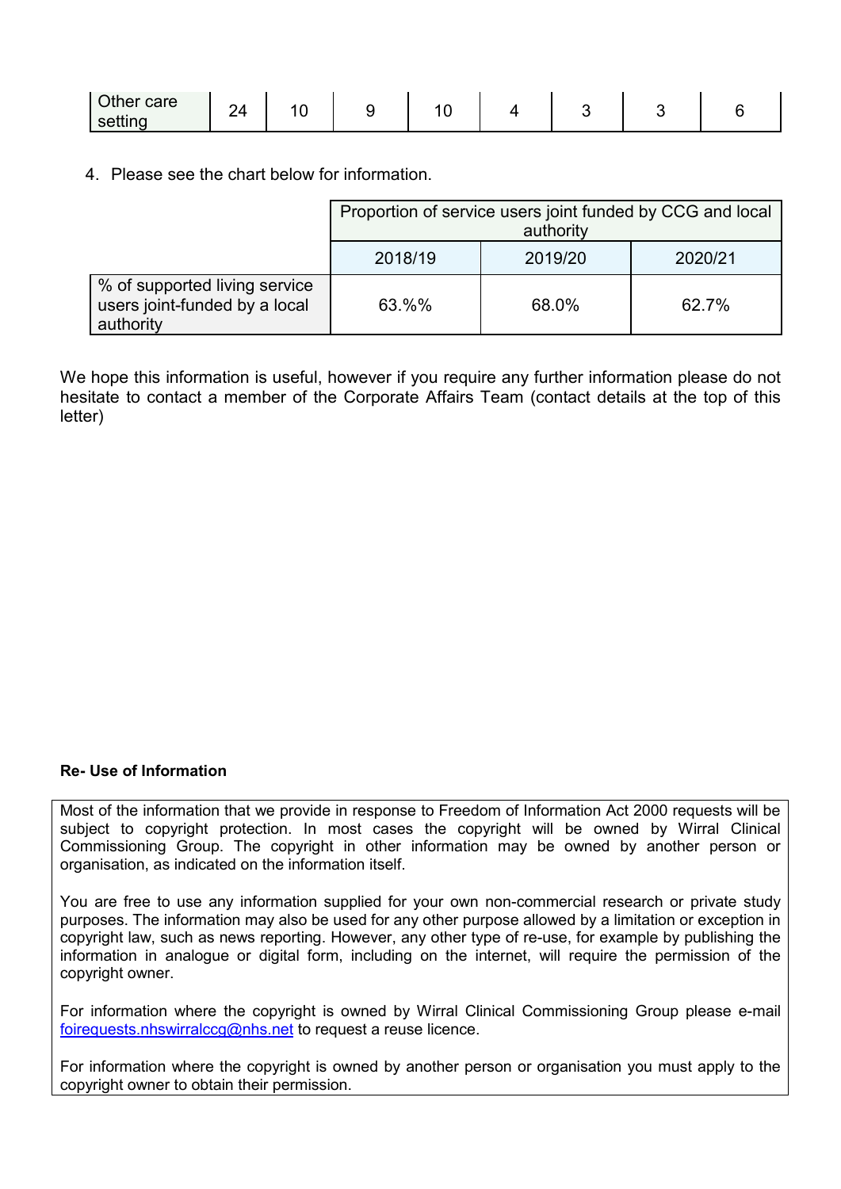| | | | | | | | | |
|---|---|---|---|---|---|---|---|---|
| Other care setting | 24 | 10 | 9 | 10 | 4 | 3 | 3 | 6 |

4. Please see the chart below for information.

| | Proportion of service users joint funded by CCG and local authority | | |
|---|---|---|---|
| | 2018/19 | 2019/20 | 2020/21 |
| % of supported living service users joint-funded by a local authority | 63.%% | 68.0% | 62.7% |

We hope this information is useful, however if you require any further information please do not hesitate to contact a member of the Corporate Affairs Team (contact details at the top of this letter)

**Re- Use of Information**

Most of the information that we provide in response to Freedom of Information Act 2000 requests will be subject to copyright protection. In most cases the copyright will be owned by Wirral Clinical Commissioning Group. The copyright in other information may be owned by another person or organisation, as indicated on the information itself.

You are free to use any information supplied for your own non-commercial research or private study purposes. The information may also be used for any other purpose allowed by a limitation or exception in copyright law, such as news reporting. However, any other type of re-use, for example by publishing the information in analogue or digital form, including on the internet, will require the permission of the copyright owner.

For information where the copyright is owned by Wirral Clinical Commissioning Group please e-mail foirequests.nhswirralccg@nhs.net to request a reuse licence.

For information where the copyright is owned by another person or organisation you must apply to the copyright owner to obtain their permission.